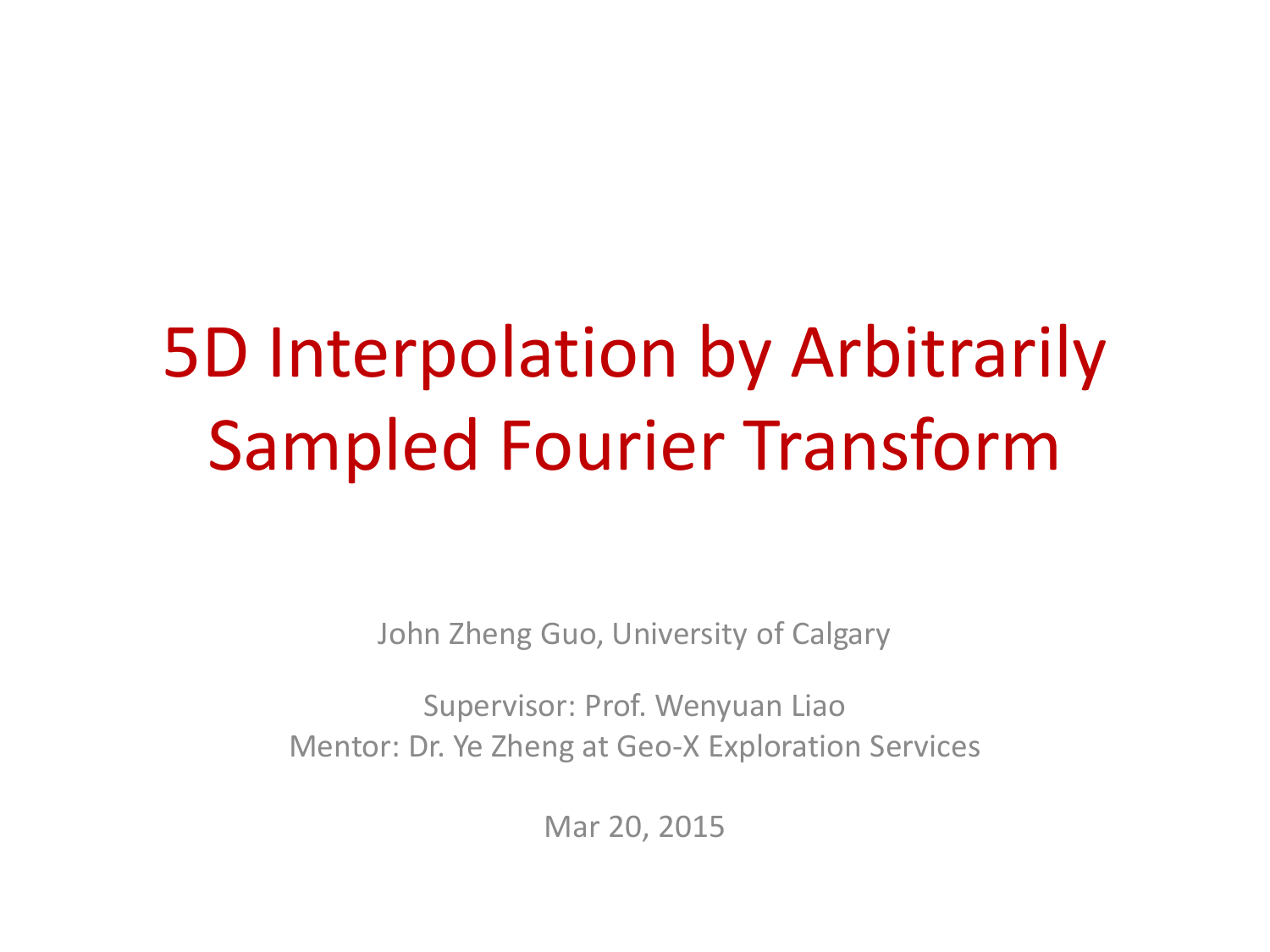# 5D Interpolation by Arbitrarily Sampled Fourier Transform

John Zheng Guo, University of Calgary

Supervisor: Prof. Wenyuan Liao
Mentor: Dr. Ye Zheng at Geo-X Exploration Services

Mar 20, 2015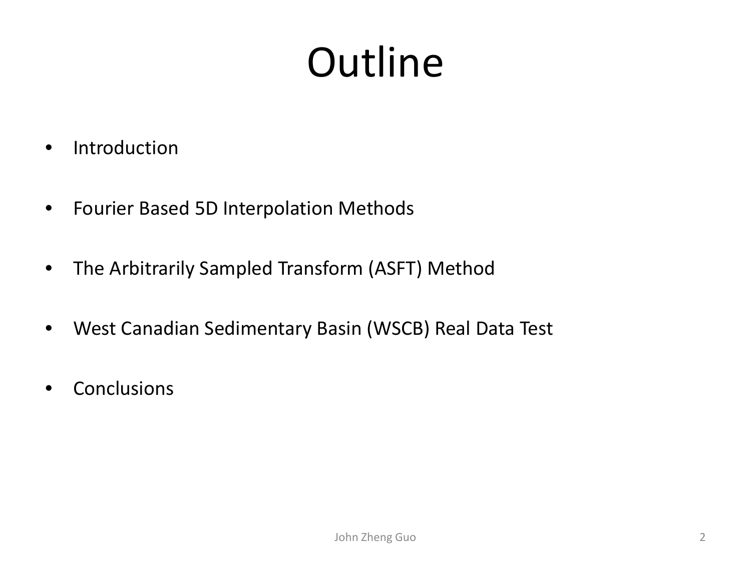# Outline

- Introduction
- Fourier Based 5D Interpolation Methods
- The Arbitrarily Sampled Transform (ASFT) Method
- West Canadian Sedimentary Basin (WSCB) Real Data Test
- Conclusions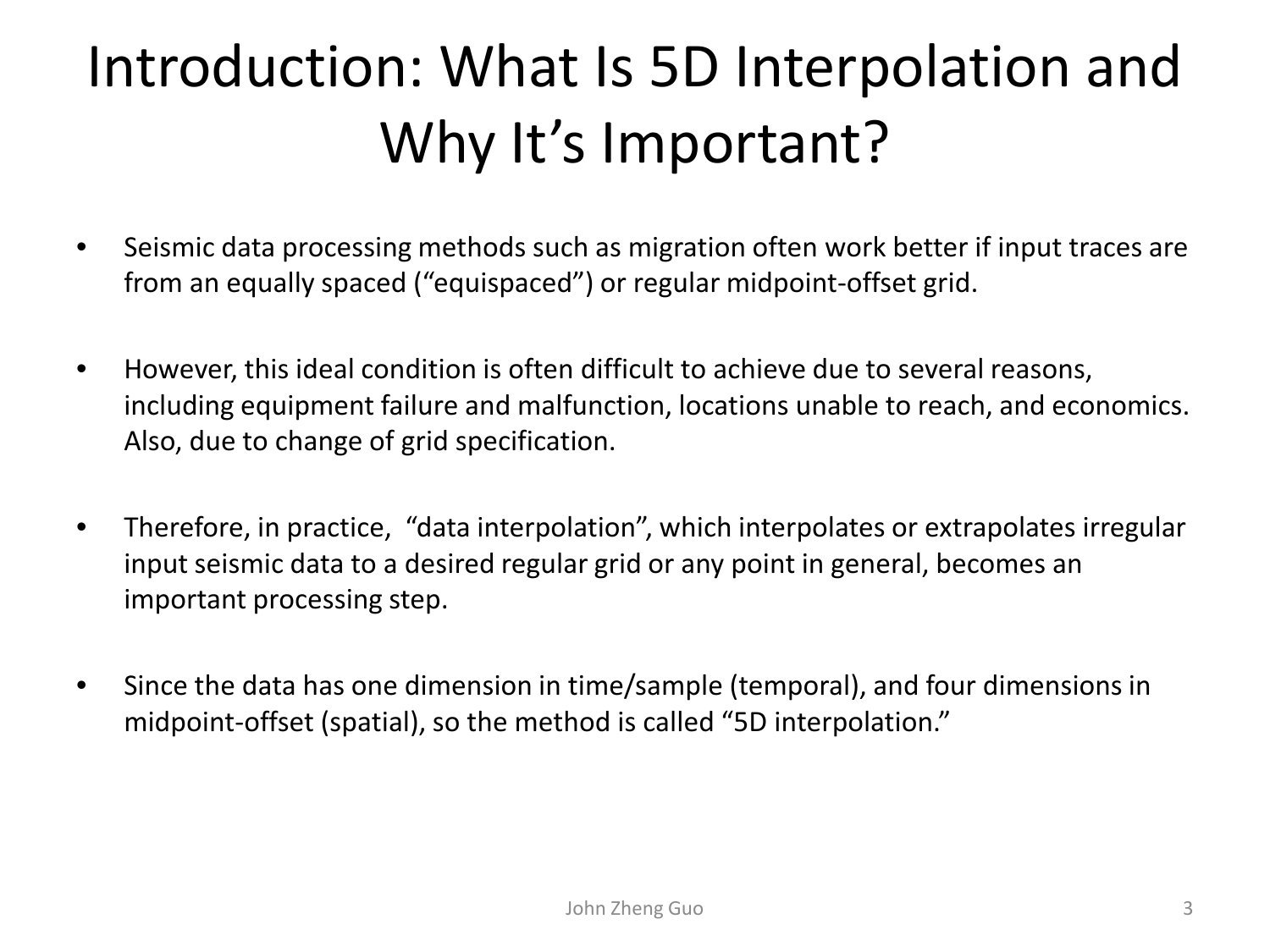# Introduction: What Is 5D Interpolation and Why It's Important?

- Seismic data processing methods such as migration often work better if input traces are from an equally spaced ("equispaced") or regular midpoint-offset grid.

- However, this ideal condition is often difficult to achieve due to several reasons, including equipment failure and malfunction, locations unable to reach, and economics. Also, due to change of grid specification.

- Therefore, in practice, "data interpolation", which interpolates or extrapolates irregular input seismic data to a desired regular grid or any point in general, becomes an important processing step.

- Since the data has one dimension in time/sample (temporal), and four dimensions in midpoint-offset (spatial), so the method is called "5D interpolation."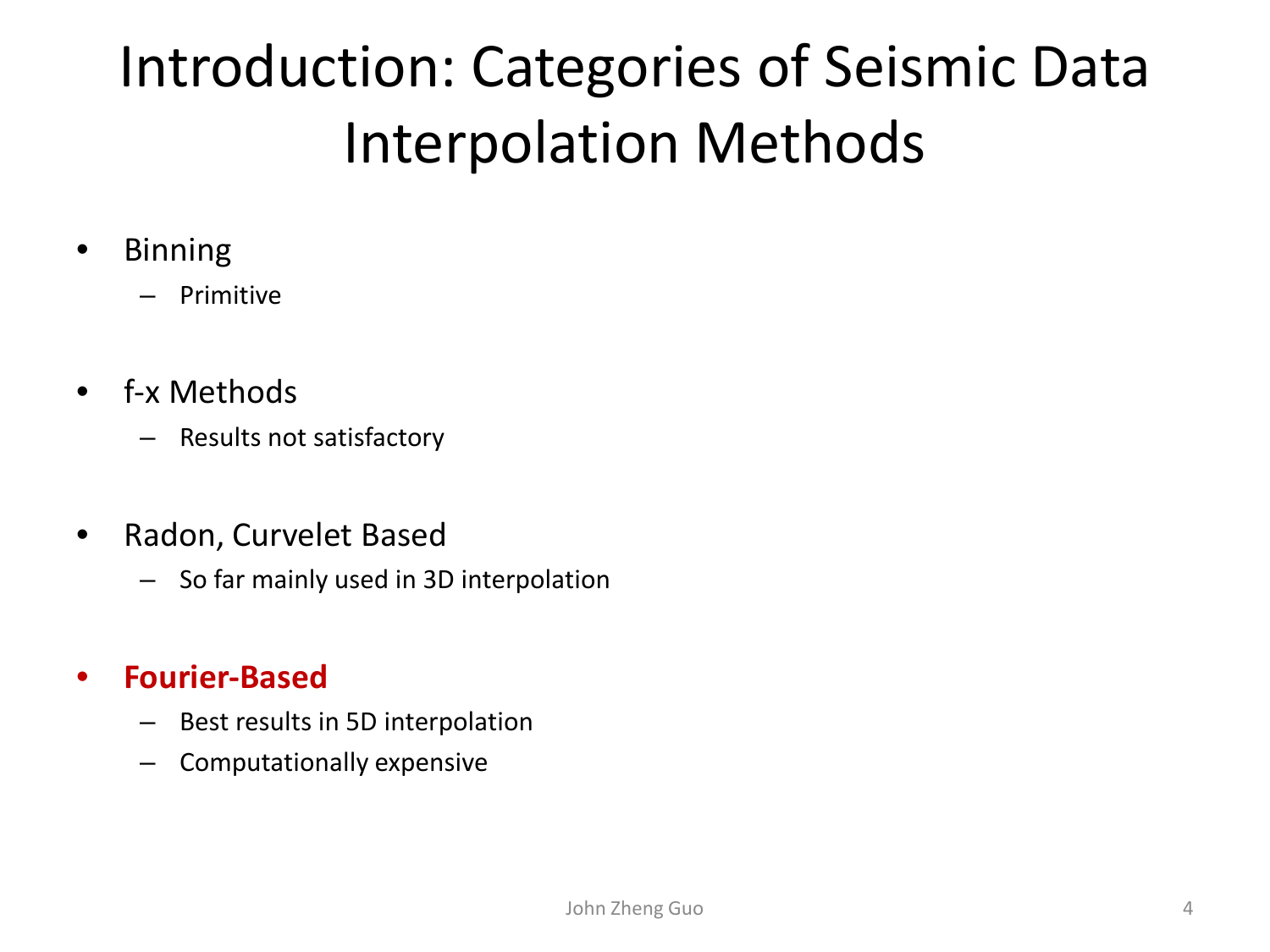# Introduction: Categories of Seismic Data Interpolation Methods

- Binning
  - Primitive
- f-x Methods
  - Results not satisfactory
- Radon, Curvelet Based
  - So far mainly used in 3D interpolation
- **Fourier-Based**
  - Best results in 5D interpolation
  - Computationally expensive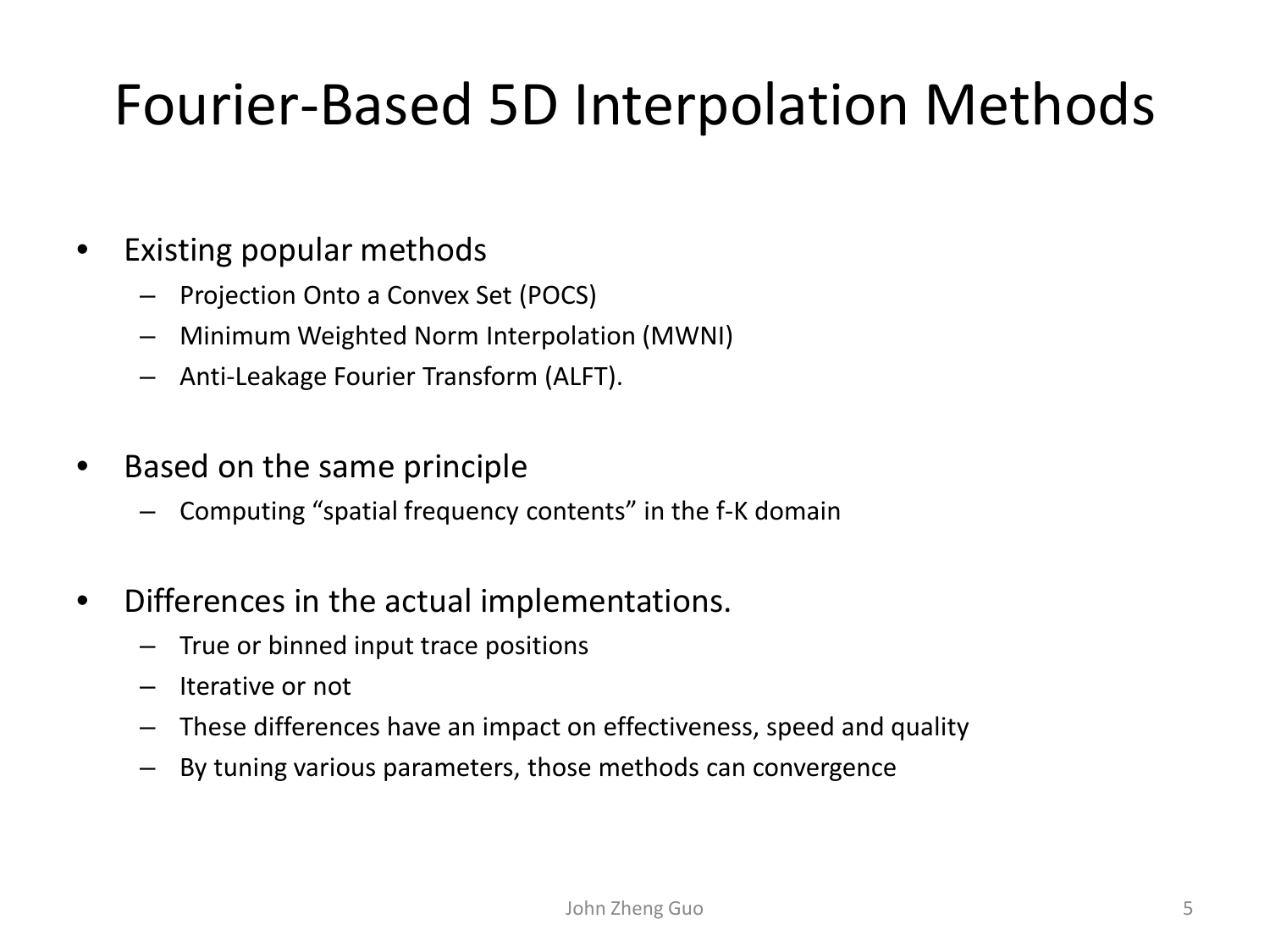# Fourier-Based 5D Interpolation Methods

- Existing popular methods
  - Projection Onto a Convex Set (POCS)
  - Minimum Weighted Norm Interpolation (MWNI)
  - Anti-Leakage Fourier Transform (ALFT).
- Based on the same principle
  - Computing "spatial frequency contents" in the f-K domain
- Differences in the actual implementations.
  - True or binned input trace positions
  - Iterative or not
  - These differences have an impact on effectiveness, speed and quality
  - By tuning various parameters, those methods can convergence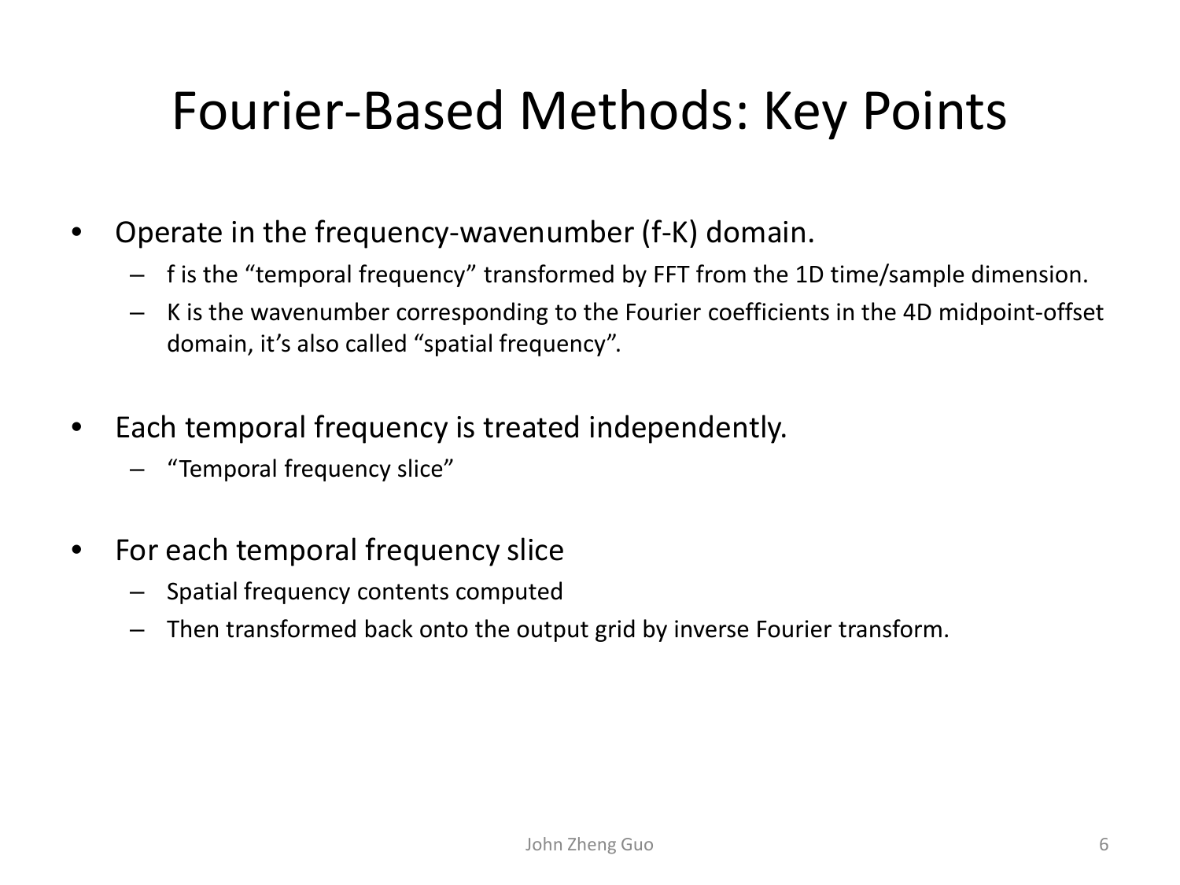# Fourier-Based Methods: Key Points

- Operate in the frequency-wavenumber (f-K) domain.
  - f is the "temporal frequency" transformed by FFT from the 1D time/sample dimension.
  - K is the wavenumber corresponding to the Fourier coefficients in the 4D midpoint-offset domain, it's also called "spatial frequency".
- Each temporal frequency is treated independently.
  - "Temporal frequency slice"
- For each temporal frequency slice
  - Spatial frequency contents computed
  - Then transformed back onto the output grid by inverse Fourier transform.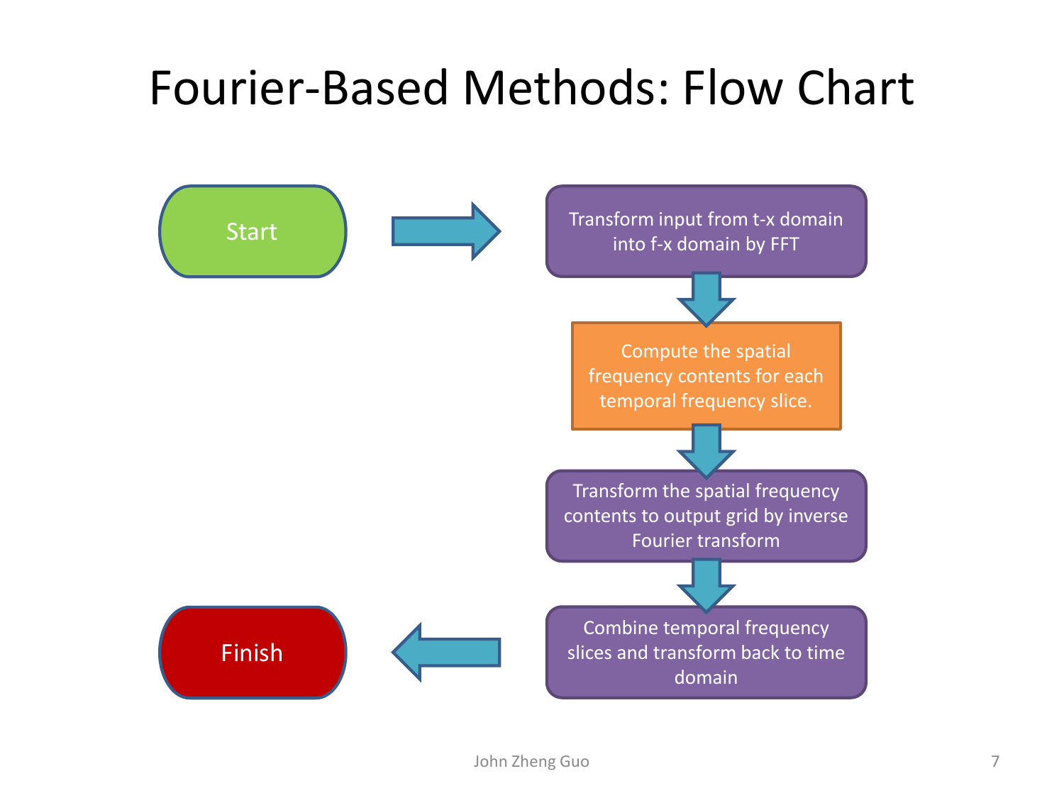# Fourier-Based Methods: Flow Chart

Start

→

Transform input from t-x domain into f-x domain by FFT

↓

Compute the spatial frequency contents for each temporal frequency slice.

↓

Transform the spatial frequency contents to output grid by inverse Fourier transform

↓

Combine temporal frequency slices and transform back to time domain

→

Finish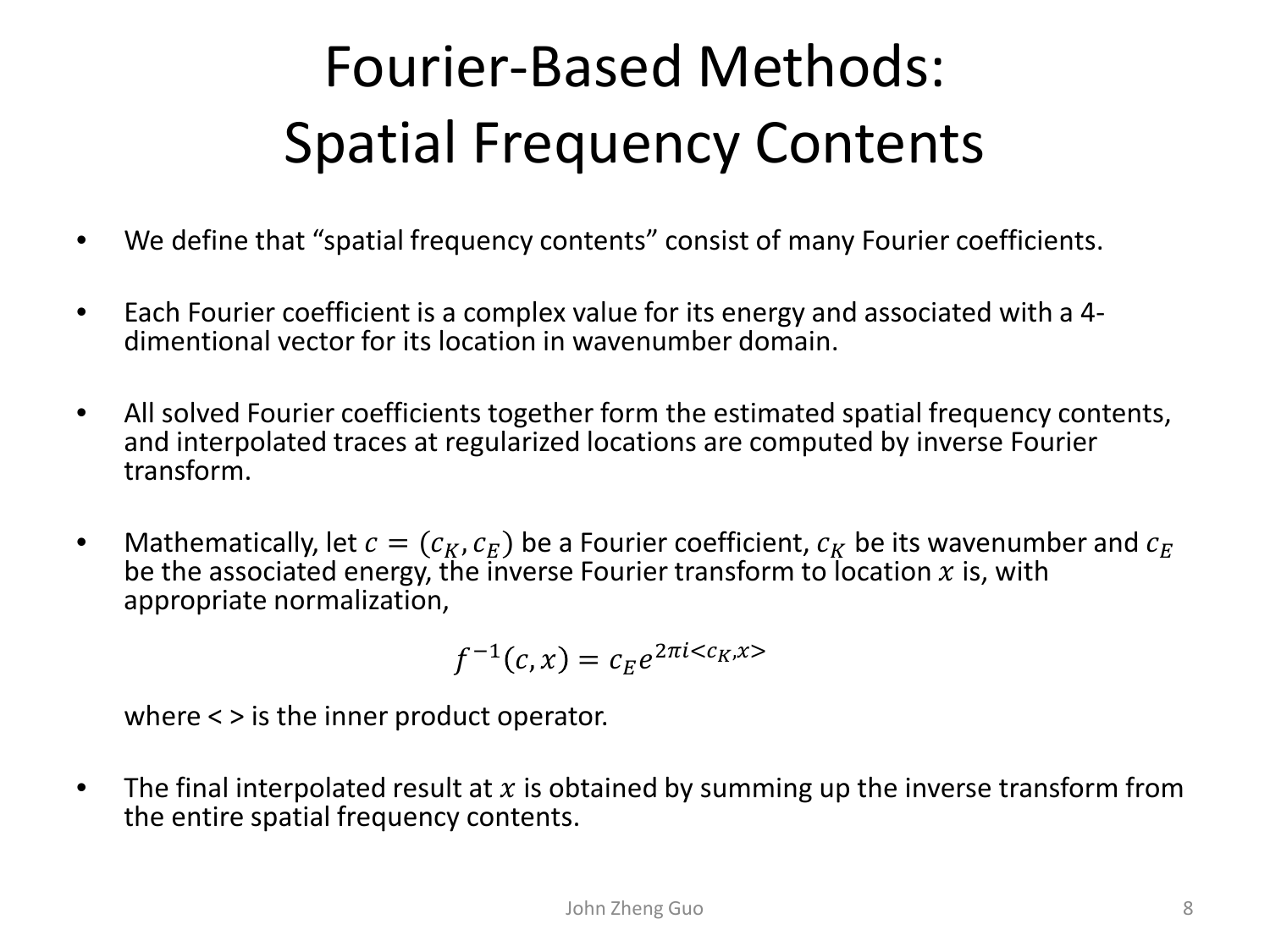# Fourier-Based Methods: Spatial Frequency Contents

- We define that “spatial frequency contents” consist of many Fourier coefficients.
- Each Fourier coefficient is a complex value for its energy and associated with a 4-dimentional vector for its location in wavenumber domain.
- All solved Fourier coefficients together form the estimated spatial frequency contents, and interpolated traces at regularized locations are computed by inverse Fourier transform.
- Mathematically, let $c = (c_K, c_E)$ be a Fourier coefficient, $c_K$ be its wavenumber and $c_E$ be the associated energy, the inverse Fourier transform to location $x$ is, with appropriate normalization,

  $$f^{-1}(c, x) = c_E e^{2\pi i < c_K, x >}$$

  where < > is the inner product operator.
- The final interpolated result at $x$ is obtained by summing up the inverse transform from the entire spatial frequency contents.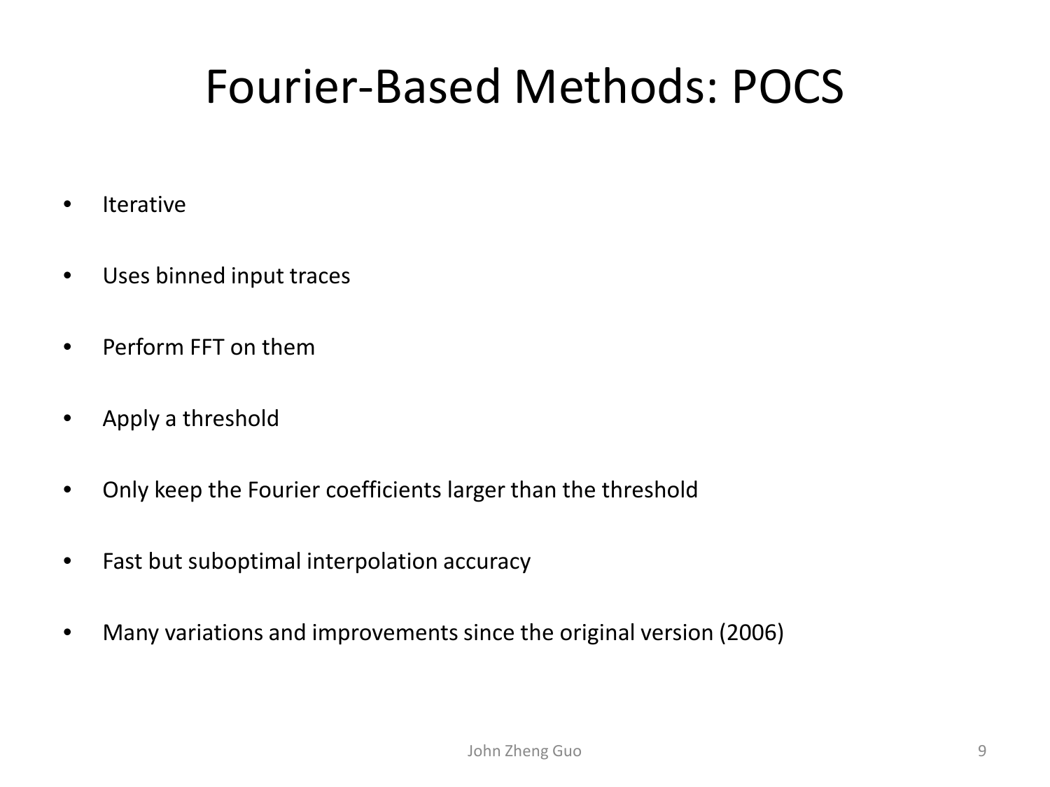# Fourier-Based Methods: POCS

- Iterative
- Uses binned input traces
- Perform FFT on them
- Apply a threshold
- Only keep the Fourier coefficients larger than the threshold
- Fast but suboptimal interpolation accuracy
- Many variations and improvements since the original version (2006)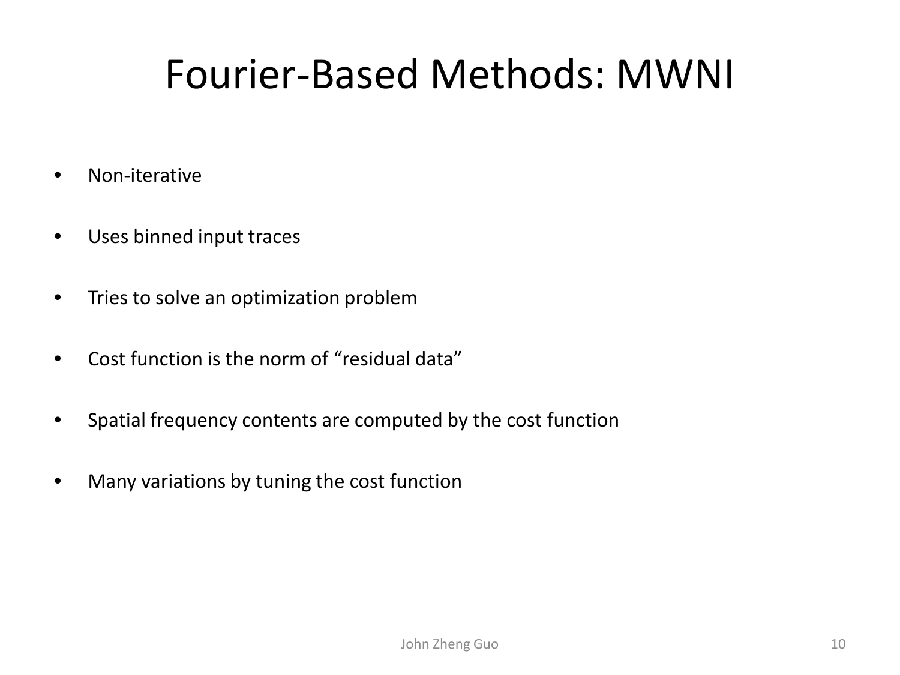# Fourier-Based Methods: MWNI

- Non-iterative
- Uses binned input traces
- Tries to solve an optimization problem
- Cost function is the norm of "residual data"
- Spatial frequency contents are computed by the cost function
- Many variations by tuning the cost function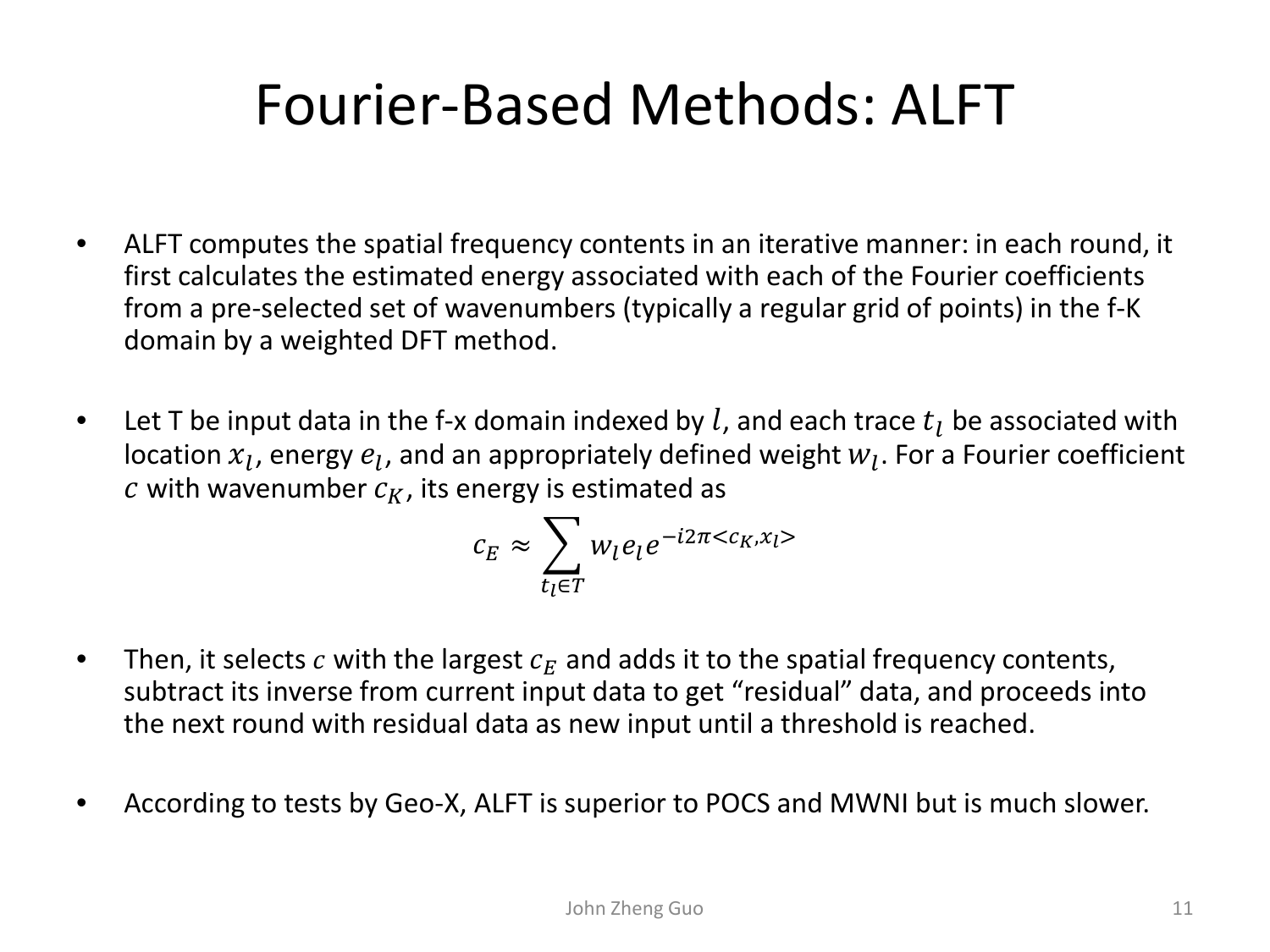# Fourier-Based Methods: ALFT

- ALFT computes the spatial frequency contents in an iterative manner: in each round, it first calculates the estimated energy associated with each of the Fourier coefficients from a pre-selected set of wavenumbers (typically a regular grid of points) in the f-K domain by a weighted DFT method.

- Let T be input data in the f-x domain indexed by $l$, and each trace $t_l$ be associated with location $x_l$, energy $e_l$, and an appropriately defined weight $w_l$. For a Fourier coefficient $c$ with wavenumber $c_K$, its energy is estimated as

$$c_E \approx \sum_{t_l \in T} w_l e_l e^{-i2\pi < c_K, x_l >}$$

- Then, it selects $c$ with the largest $c_E$ and adds it to the spatial frequency contents, subtract its inverse from current input data to get "residual" data, and proceeds into the next round with residual data as new input until a threshold is reached.

- According to tests by Geo-X, ALFT is superior to POCS and MWNI but is much slower.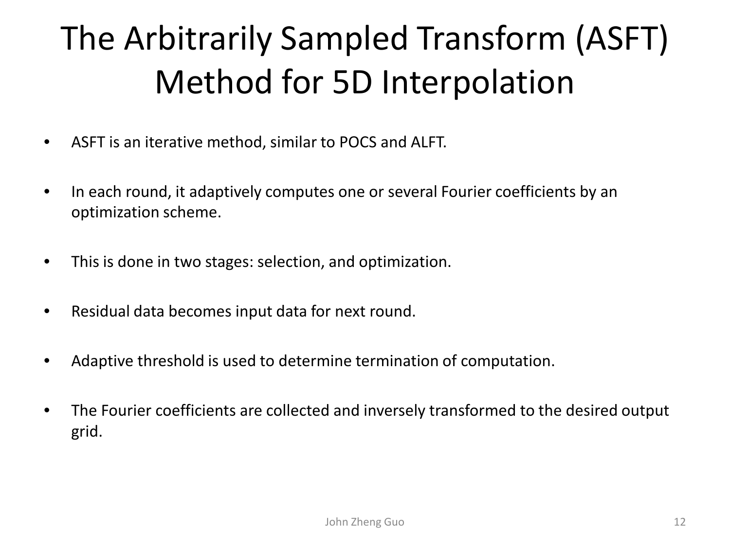# The Arbitrarily Sampled Transform (ASFT) Method for 5D Interpolation

- ASFT is an iterative method, similar to POCS and ALFT.
- In each round, it adaptively computes one or several Fourier coefficients by an optimization scheme.
- This is done in two stages: selection, and optimization.
- Residual data becomes input data for next round.
- Adaptive threshold is used to determine termination of computation.
- The Fourier coefficients are collected and inversely transformed to the desired output grid.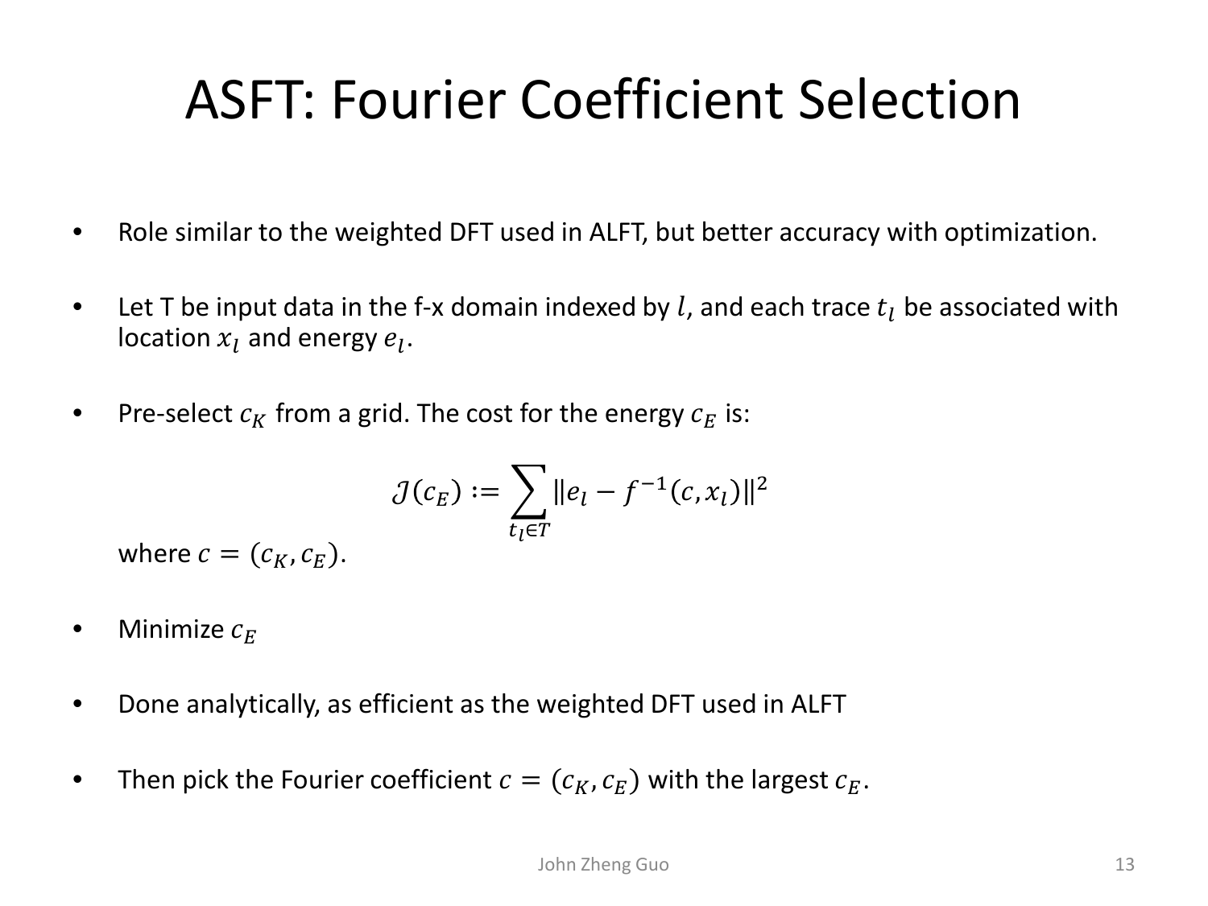# ASFT: Fourier Coefficient Selection

- Role similar to the weighted DFT used in ALFT, but better accuracy with optimization.
- Let T be input data in the f-x domain indexed by $l$, and each trace $t_l$ be associated with location $x_l$ and energy $e_l$.
- Pre-select $c_K$ from a grid. The cost for the energy $c_E$ is:

$$\mathcal{J}(c_E) := \sum_{t_l \in T} \| e_l - f^{-1}(c, x_l) \|^2$$

  where $c = (c_K, c_E)$.

- Minimize $c_E$
- Done analytically, as efficient as the weighted DFT used in ALFT
- Then pick the Fourier coefficient $c = (c_K, c_E)$ with the largest $c_E$.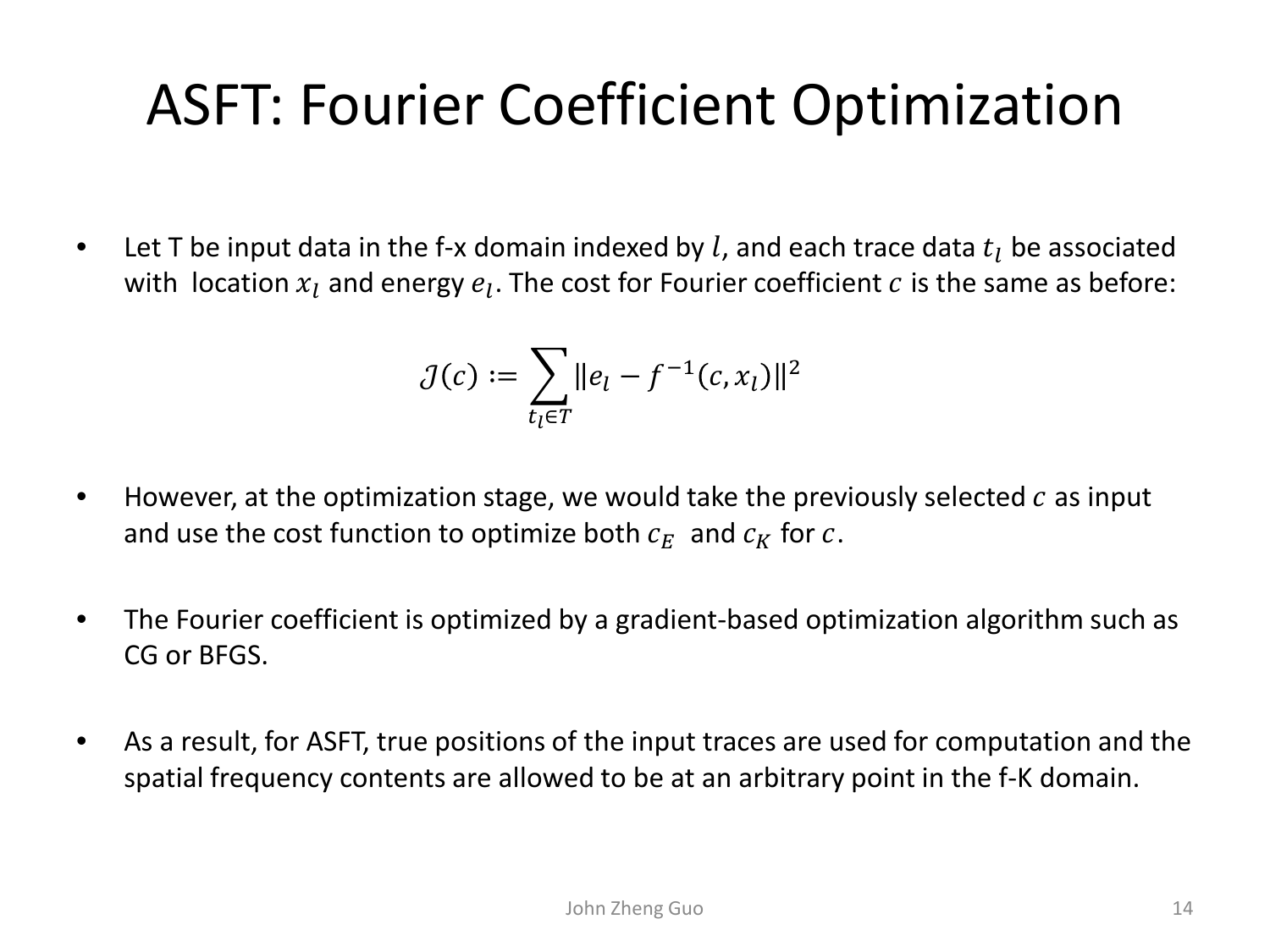# ASFT: Fourier Coefficient Optimization

- Let T be input data in the f-x domain indexed by $l$, and each trace data $t_l$ be associated with location $x_l$ and energy $e_l$. The cost for Fourier coefficient $c$ is the same as before:

$$\mathcal{J}(c) := \sum_{t_l \in T} \| e_l - f^{-1}(c, x_l) \|^2$$

- However, at the optimization stage, we would take the previously selected $c$ as input and use the cost function to optimize both $c_E$ and $c_K$ for $c$.

- The Fourier coefficient is optimized by a gradient-based optimization algorithm such as CG or BFGS.

- As a result, for ASFT, true positions of the input traces are used for computation and the spatial frequency contents are allowed to be at an arbitrary point in the f-K domain.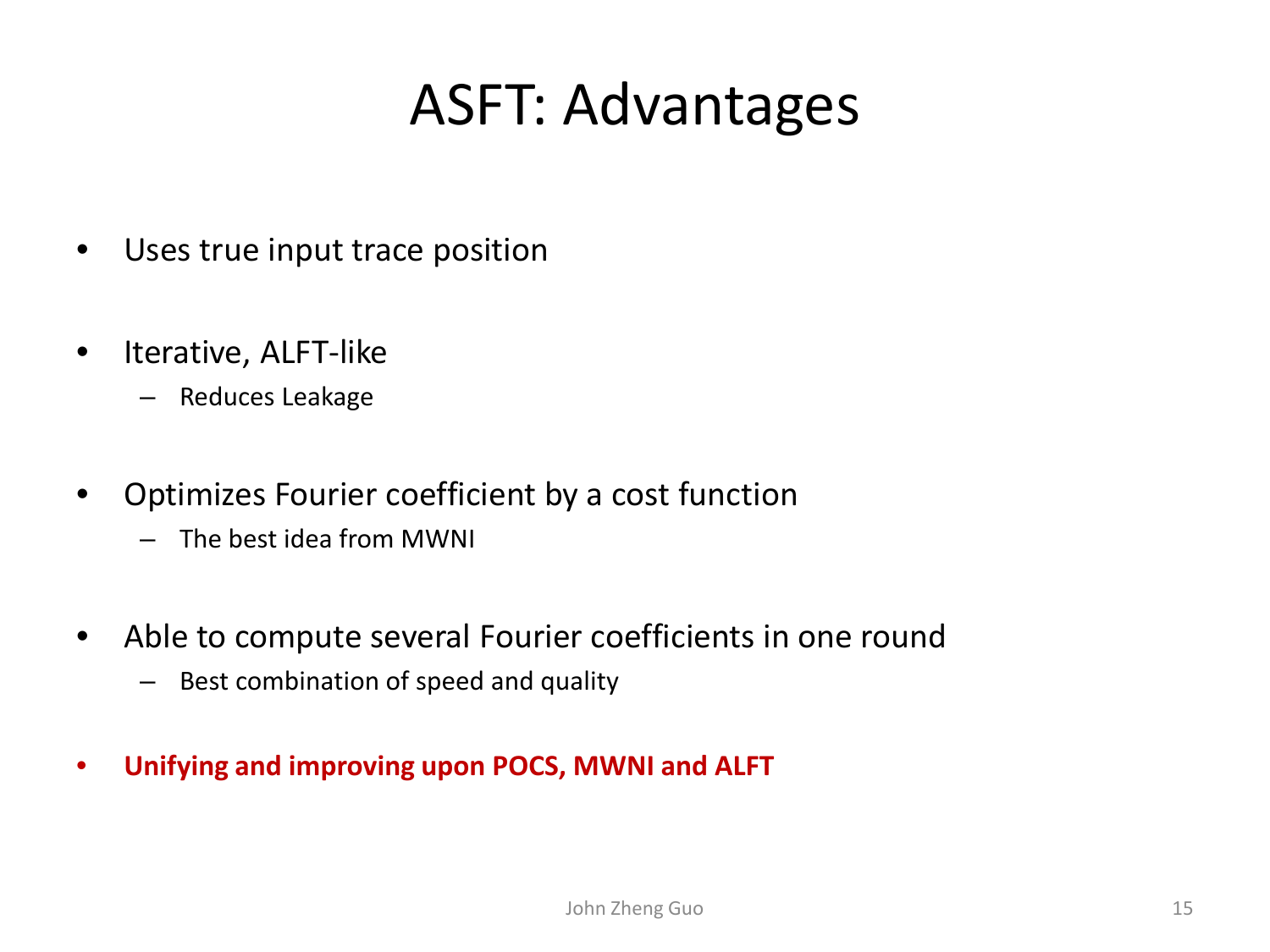# ASFT: Advantages

- Uses true input trace position
- Iterative, ALFT-like
  - Reduces Leakage
- Optimizes Fourier coefficient by a cost function
  - The best idea from MWNI
- Able to compute several Fourier coefficients in one round
  - Best combination of speed and quality
- **Unifying and improving upon POCS, MWNI and ALFT**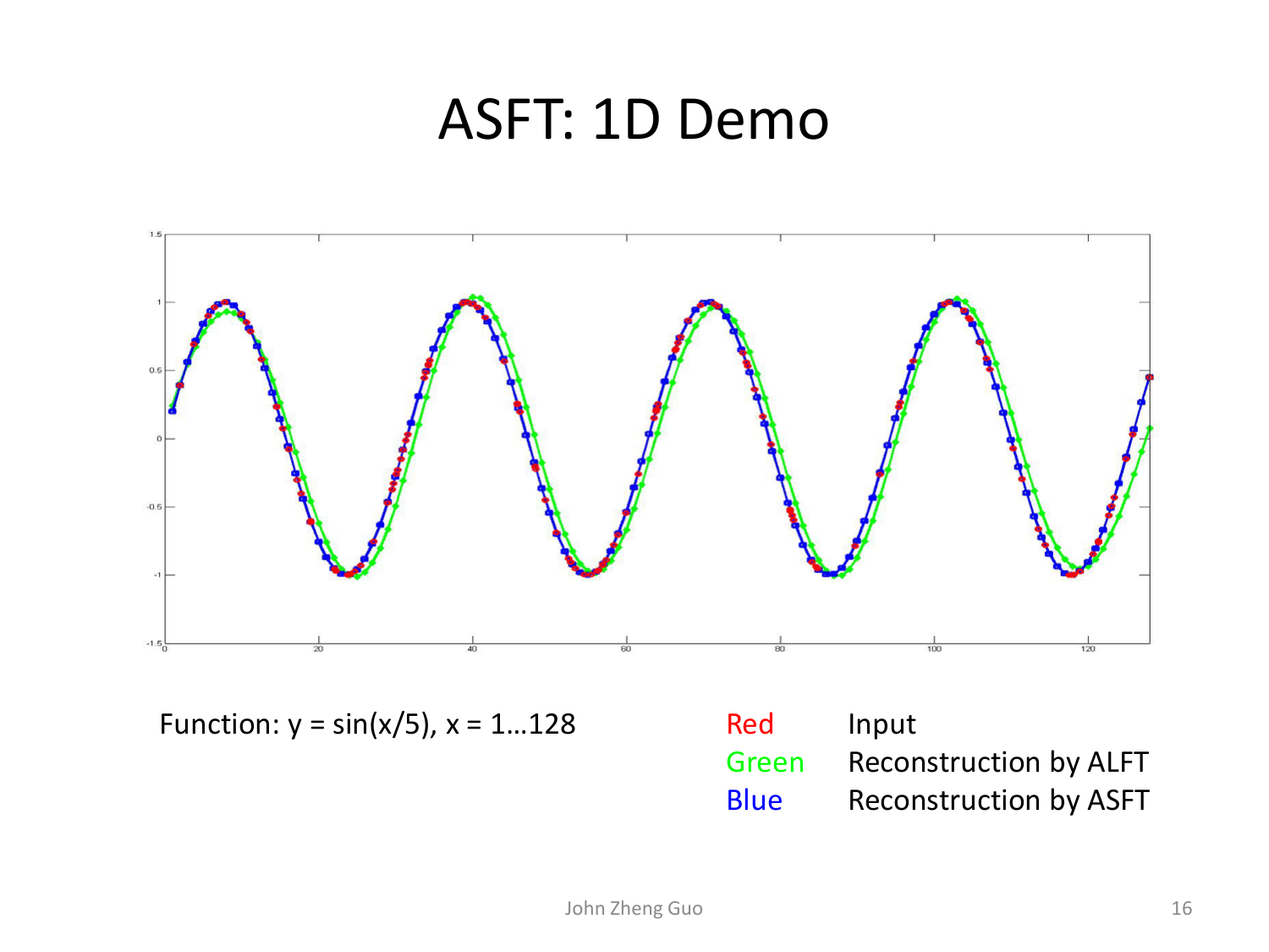# ASFT: 1D Demo

Function: $y = \sin(x/5)$, $x = 1 \ldots 128$

| | |
|---|---|
| Red | Input |
| Green | Reconstruction by ALFT |
| Blue | Reconstruction by ASFT |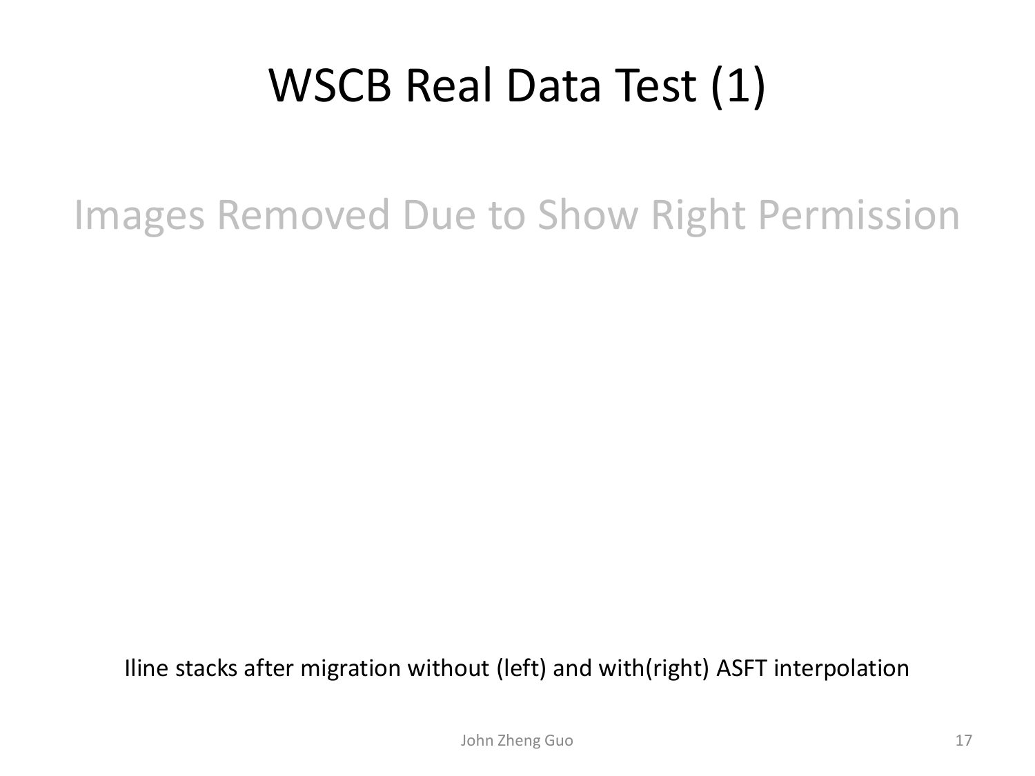# WSCB Real Data Test (1)

Images Removed Due to Show Right Permission

Iline stacks after migration without (left) and with(right) ASFT interpolation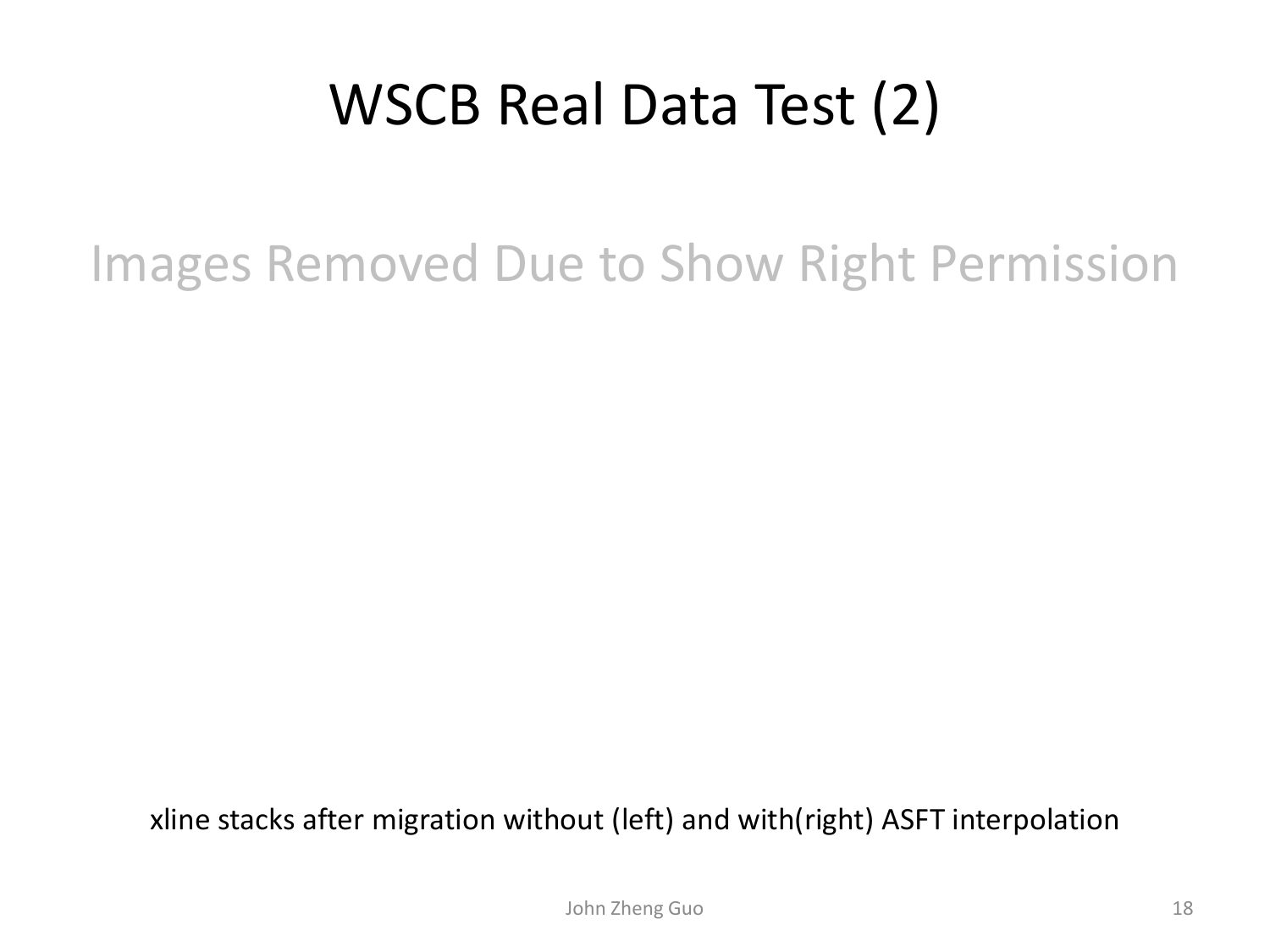# WSCB Real Data Test (2)

Images Removed Due to Show Right Permission

xline stacks after migration without (left) and with(right) ASFT interpolation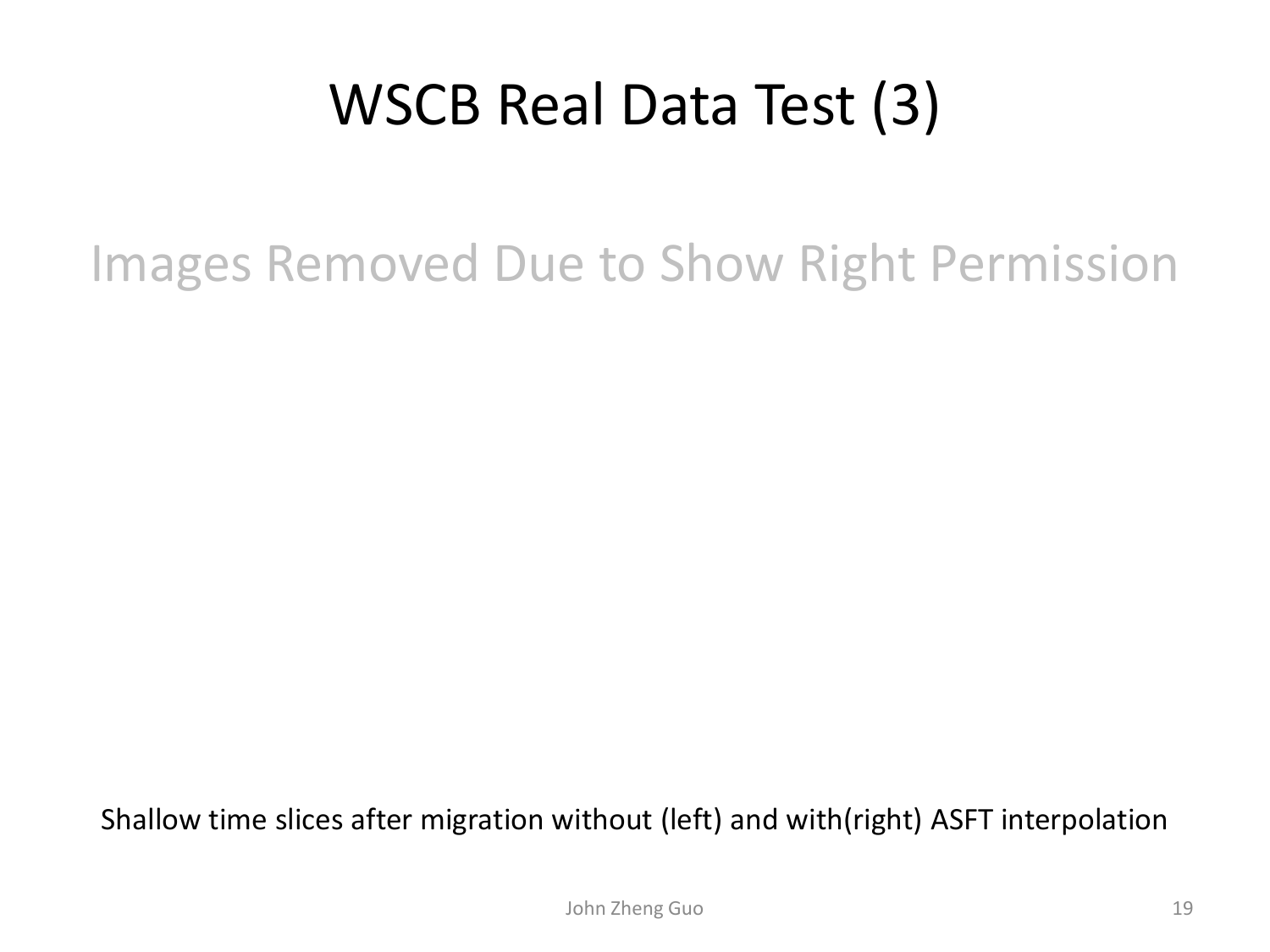# WSCB Real Data Test (3)

Images Removed Due to Show Right Permission

Shallow time slices after migration without (left) and with(right) ASFT interpolation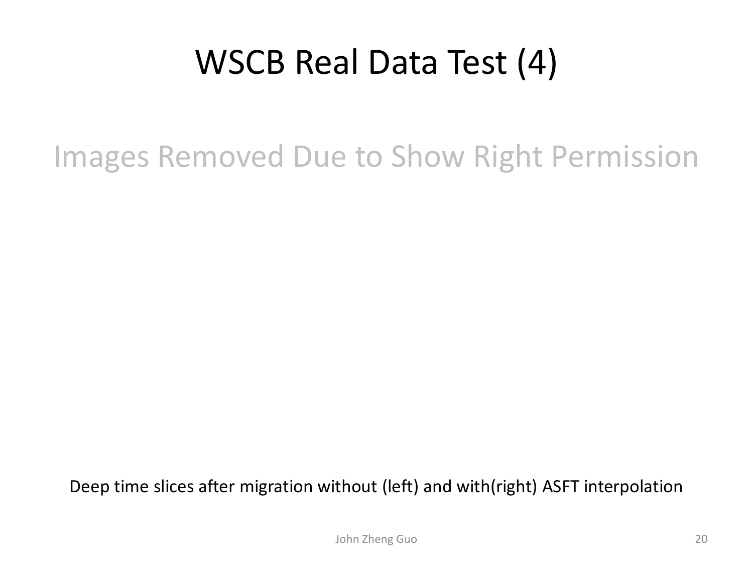# WSCB Real Data Test (4)

Images Removed Due to Show Right Permission

Deep time slices after migration without (left) and with(right) ASFT interpolation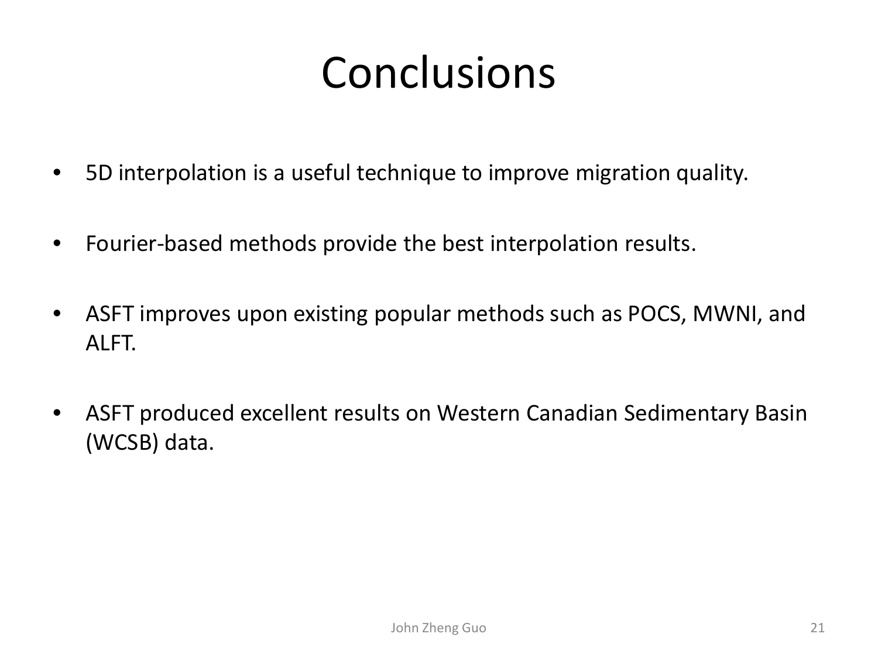# Conclusions

- 5D interpolation is a useful technique to improve migration quality.
- Fourier-based methods provide the best interpolation results.
- ASFT improves upon existing popular methods such as POCS, MWNI, and ALFT.
- ASFT produced excellent results on Western Canadian Sedimentary Basin (WCSB) data.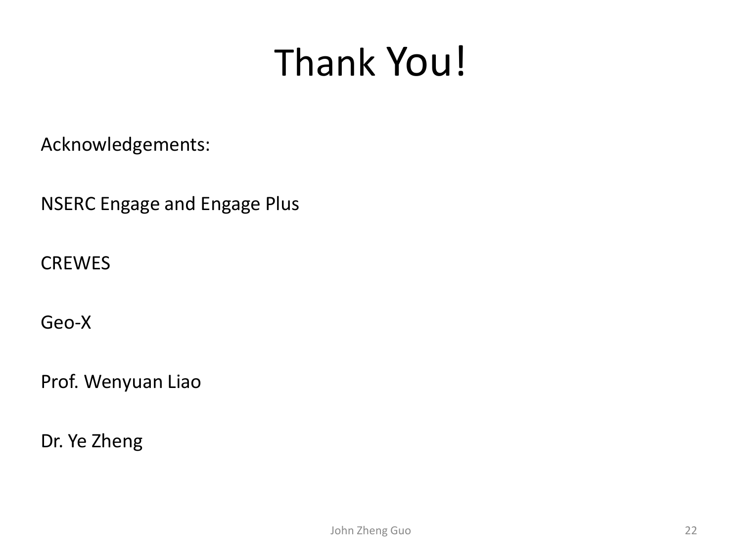# Thank You!

Acknowledgements:

NSERC Engage and Engage Plus

CREWES

Geo-X

Prof. Wenyuan Liao

Dr. Ye Zheng